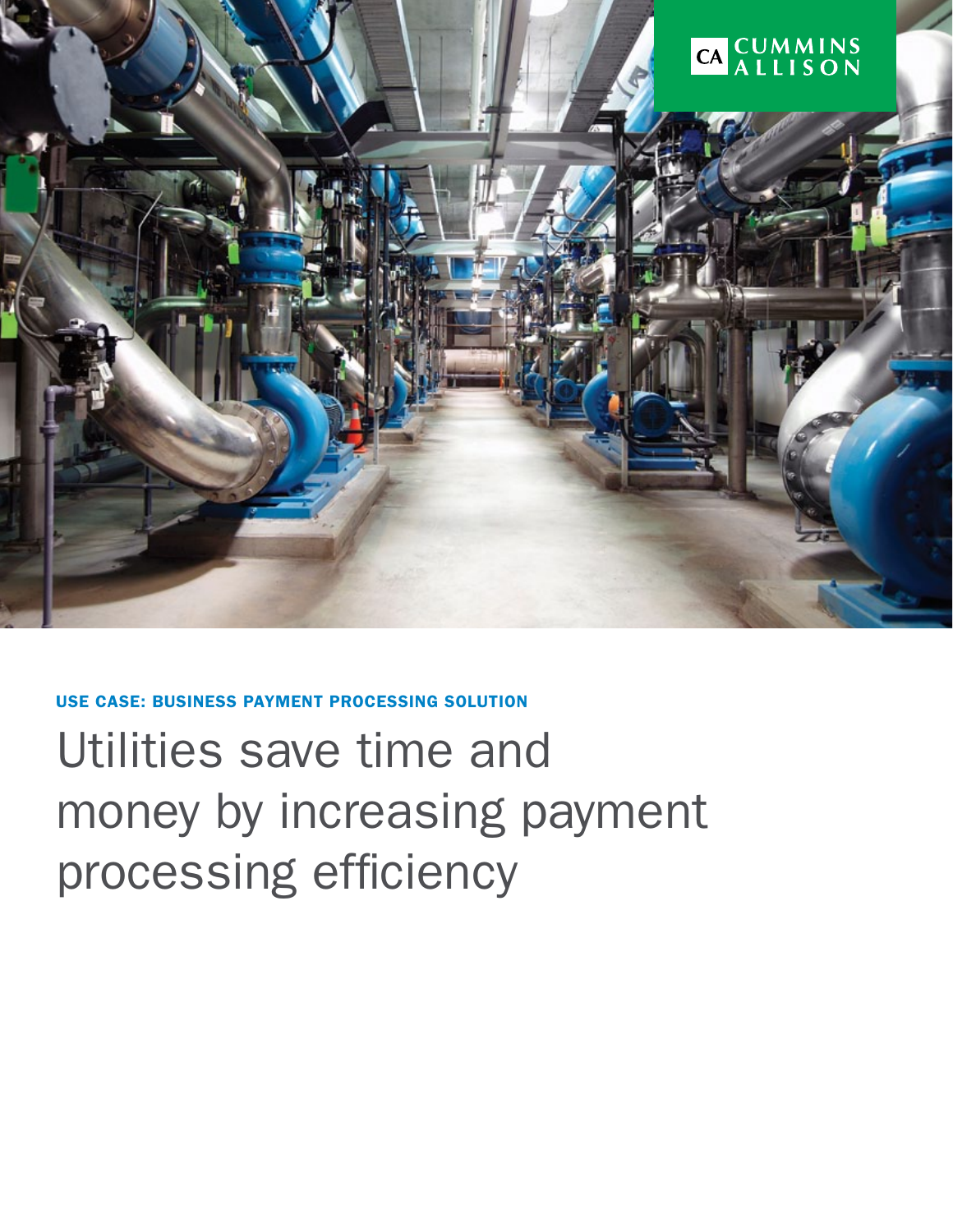CUMMINS ALLISON

USE CASE: BUSINESS PAYMENT PROCESSING SOLUTION

# Utilities save time and money by increasing payment processing efficiency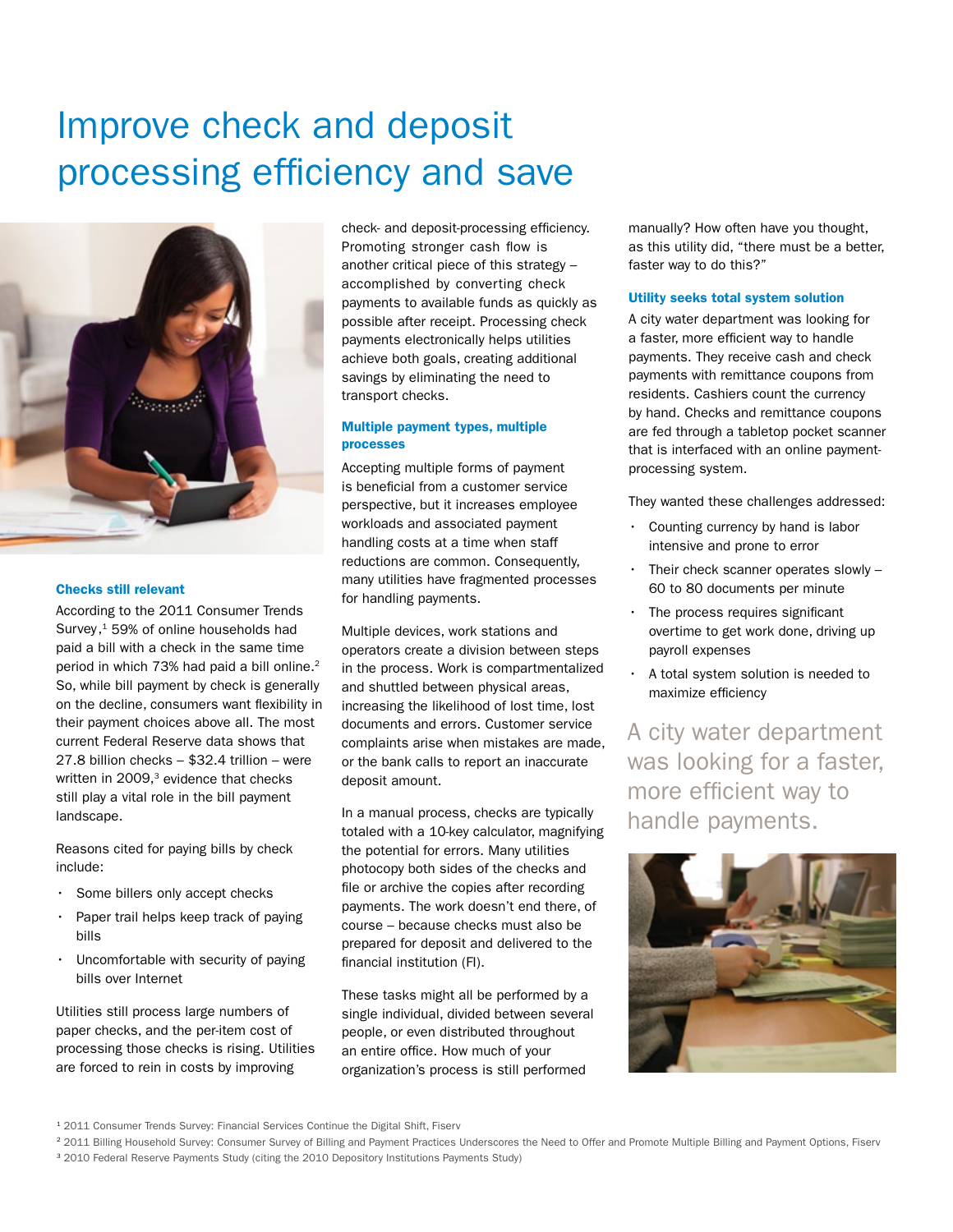# Improve check and deposit processing efficiency and save

### Checks still relevant

According to the 2011 Consumer Trends Survey,[1] 59% of online households had paid a bill with a check in the same time period in which 73% had paid a bill online.[2] So, while bill payment by check is generally on the decline, consumers want flexibility in their payment choices above all. The most current Federal Reserve data shows that 27.8 billion checks – $32.4 trillion – were written in 2009,[3] evidence that checks still play a vital role in the bill payment landscape.

Reasons cited for paying bills by check include:

- Some billers only accept checks
- Paper trail helps keep track of paying bills
- Uncomfortable with security of paying bills over Internet

Utilities still process large numbers of paper checks, and the per-item cost of processing those checks is rising. Utilities are forced to rein in costs by improving check- and deposit-processing efficiency. Promoting stronger cash flow is another critical piece of this strategy – accomplished by converting check payments to available funds as quickly as possible after receipt. Processing check payments electronically helps utilities achieve both goals, creating additional savings by eliminating the need to transport checks.

### Multiple payment types, multiple processes

Accepting multiple forms of payment is beneficial from a customer service perspective, but it increases employee workloads and associated payment handling costs at a time when staff reductions are common. Consequently, many utilities have fragmented processes for handling payments.

Multiple devices, work stations and operators create a division between steps in the process. Work is compartmentalized and shuttled between physical areas, increasing the likelihood of lost time, lost documents and errors. Customer service complaints arise when mistakes are made, or the bank calls to report an inaccurate deposit amount.

In a manual process, checks are typically totaled with a 10-key calculator, magnifying the potential for errors. Many utilities photocopy both sides of the checks and file or archive the copies after recording payments. The work doesn't end there, of course – because checks must also be prepared for deposit and delivered to the financial institution (FI).

These tasks might all be performed by a single individual, divided between several people, or even distributed throughout an entire office. How much of your organization's process is still performed manually? How often have you thought, as this utility did, "there must be a better, faster way to do this?"

### Utility seeks total system solution

A city water department was looking for a faster, more efficient way to handle payments. They receive cash and check payments with remittance coupons from residents. Cashiers count the currency by hand. Checks and remittance coupons are fed through a tabletop pocket scanner that is interfaced with an online payment-processing system.

They wanted these challenges addressed:

- Counting currency by hand is labor intensive and prone to error
- Their check scanner operates slowly – 60 to 80 documents per minute
- The process requires significant overtime to get work done, driving up payroll expenses
- A total system solution is needed to maximize efficiency

A city water department was looking for a faster, more efficient way to handle payments.

[1] 2011 Consumer Trends Survey: Financial Services Continue the Digital Shift, Fiserv

[2] 2011 Billing Household Survey: Consumer Survey of Billing and Payment Practices Underscores the Need to Offer and Promote Multiple Billing and Payment Options, Fiserv

[3] 2010 Federal Reserve Payments Study (citing the 2010 Depository Institutions Payments Study)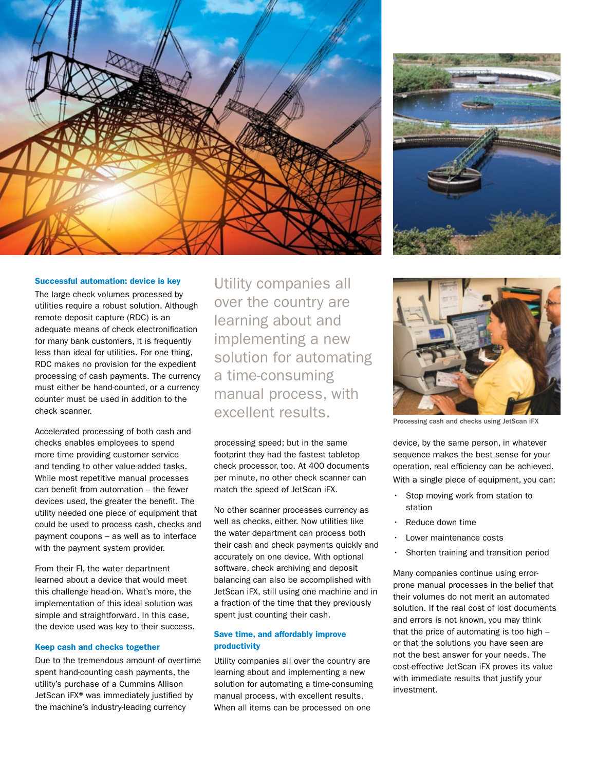### Successful automation: device is key

The large check volumes processed by utilities require a robust solution. Although remote deposit capture (RDC) is an adequate means of check electronification for many bank customers, it is frequently less than ideal for utilities. For one thing, RDC makes no provision for the expedient processing of cash payments. The currency must either be hand-counted, or a currency counter must be used in addition to the check scanner.

Accelerated processing of both cash and checks enables employees to spend more time providing customer service and tending to other value-added tasks. While most repetitive manual processes can benefit from automation – the fewer devices used, the greater the benefit. The utility needed one piece of equipment that could be used to process cash, checks and payment coupons – as well as to interface with the payment system provider.

From their FI, the water department learned about a device that would meet this challenge head-on. What's more, the implementation of this ideal solution was simple and straightforward. In this case, the device used was key to their success.

### Keep cash and checks together

Due to the tremendous amount of overtime spent hand-counting cash payments, the utility's purchase of a Cummins Allison JetScan iFX® was immediately justified by the machine's industry-leading currency processing speed; but in the same footprint they had the fastest tabletop check processor, too. At 400 documents per minute, no other check scanner can match the speed of JetScan iFX.

No other scanner processes currency as well as checks, either. Now utilities like the water department can process both their cash and check payments quickly and accurately on one device. With optional software, check archiving and deposit balancing can also be accomplished with JetScan iFX, still using one machine and in a fraction of the time that they previously spent just counting their cash.

> Utility companies all over the country are learning about and implementing a new solution for automating a time-consuming manual process, with excellent results.

### Save time, and affordably improve productivity

Utility companies all over the country are learning about and implementing a new solution for automating a time-consuming manual process, with excellent results. When all items can be processed on one device, by the same person, in whatever sequence makes the best sense for your operation, real efficiency can be achieved. With a single piece of equipment, you can:

- Stop moving work from station to station
- Reduce down time
- Lower maintenance costs
- Shorten training and transition period

Many companies continue using error-prone manual processes in the belief that their volumes do not merit an automated solution. If the real cost of lost documents and errors is not known, you may think that the price of automating is too high – or that the solutions you have seen are not the best answer for your needs. The cost-effective JetScan iFX proves its value with immediate results that justify your investment.

Processing cash and checks using JetScan iFX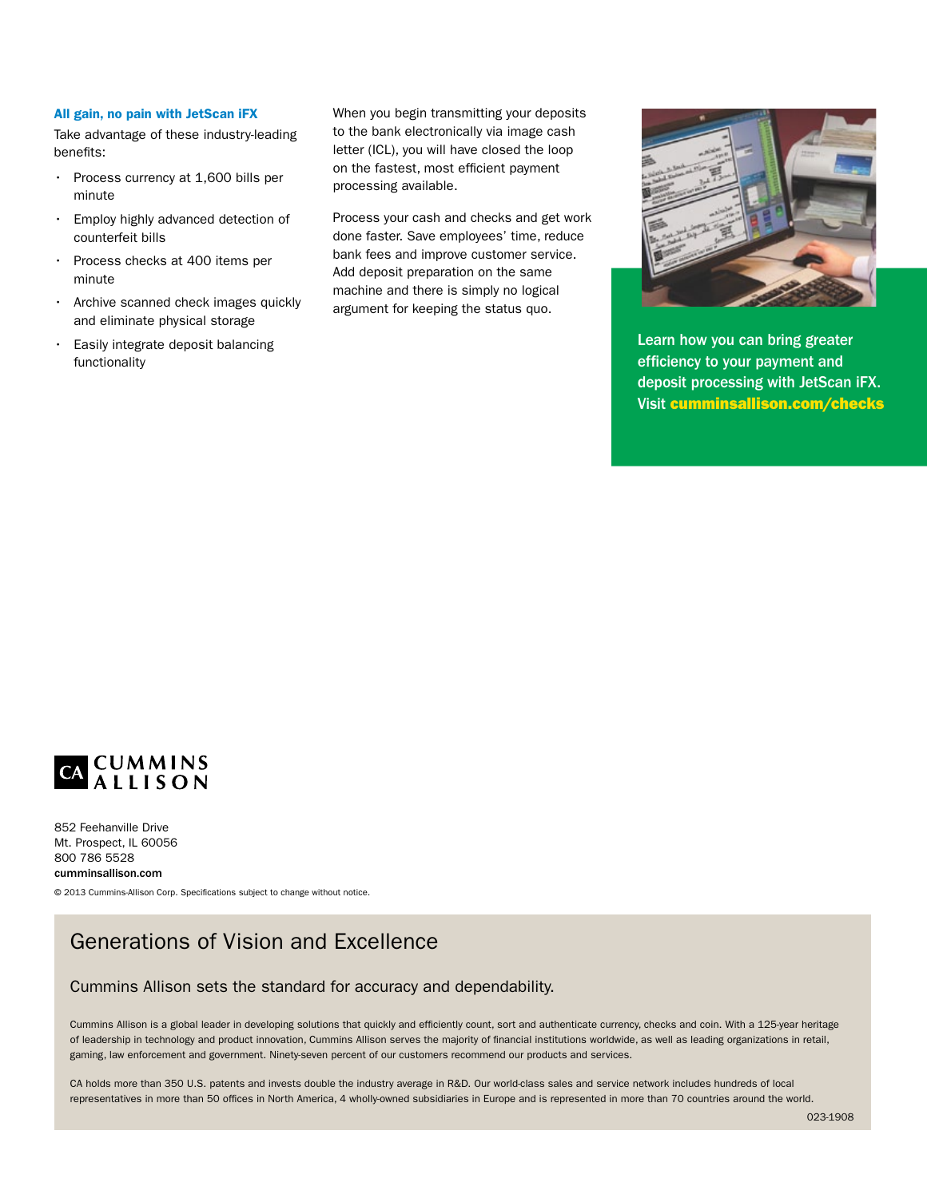### All gain, no pain with JetScan iFX

Take advantage of these industry-leading benefits:

- Process currency at 1,600 bills per minute
- Employ highly advanced detection of counterfeit bills
- Process checks at 400 items per minute
- Archive scanned check images quickly and eliminate physical storage
- Easily integrate deposit balancing functionality

When you begin transmitting your deposits to the bank electronically via image cash letter (ICL), you will have closed the loop on the fastest, most efficient payment processing available.

Process your cash and checks and get work done faster. Save employees' time, reduce bank fees and improve customer service. Add deposit preparation on the same machine and there is simply no logical argument for keeping the status quo.

Learn how you can bring greater efficiency to your payment and deposit processing with JetScan iFX. Visit **cumminsallison.com/checks**

CA CUMMINS ALLISON

852 Feehanville Drive
Mt. Prospect, IL 60056
800 786 5528
cumminsallison.com

© 2013 Cummins-Allison Corp. Specifications subject to change without notice.

## Generations of Vision and Excellence

Cummins Allison sets the standard for accuracy and dependability.

Cummins Allison is a global leader in developing solutions that quickly and efficiently count, sort and authenticate currency, checks and coin. With a 125-year heritage of leadership in technology and product innovation, Cummins Allison serves the majority of financial institutions worldwide, as well as leading organizations in retail, gaming, law enforcement and government. Ninety-seven percent of our customers recommend our products and services.

CA holds more than 350 U.S. patents and invests double the industry average in R&D. Our world-class sales and service network includes hundreds of local representatives in more than 50 offices in North America, 4 wholly-owned subsidiaries in Europe and is represented in more than 70 countries around the world.

023-1908